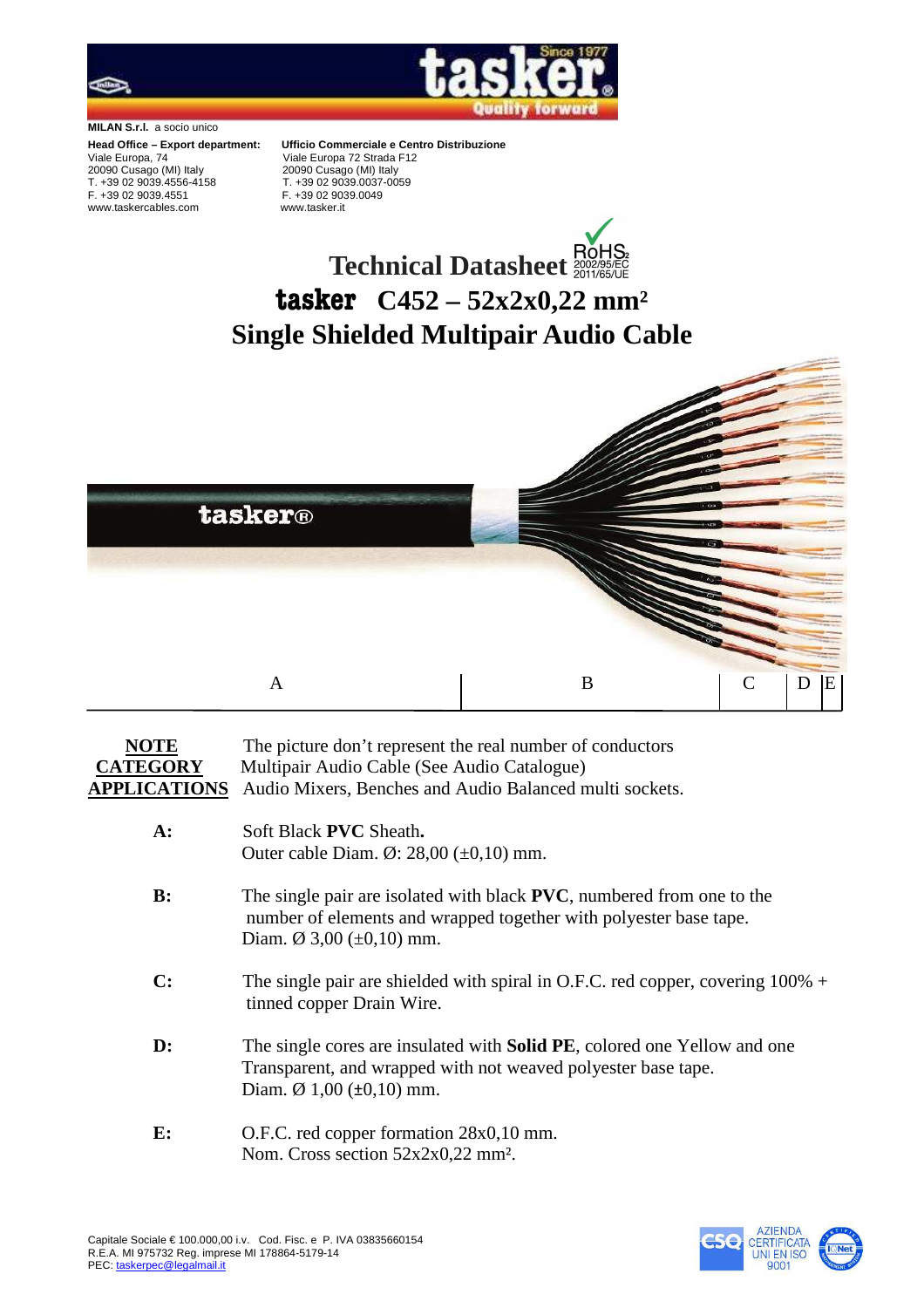**MILAN S.r.l.** a socio unico

**Head Office – Export department:**
Viale Europa, 74
20090 Cusago (MI) Italy
T. +39 02 9039.4556-4158
F. +39 02 9039.4551
www.taskercables.com

**Ufficio Commerciale e Centro Distribuzione**
Viale Europa 72 Strada F12
20090 Cusago (MI) Italy
T. +39 02 9039.0037-0059
F. +39 02 9039.0049
www.tasker.it

# Technical Datasheet

RoHS2 2002/95/EC 2011/65/UE

# tasker C452 – 52x2x0,22 mm²

# Single Shielded Multipair Audio Cable

A B C D E

**NOTE** The picture don't represent the real number of conductors
**CATEGORY** Multipair Audio Cable (See Audio Catalogue)
**APPLICATIONS** Audio Mixers, Benches and Audio Balanced multi sockets.

**A:** Soft Black **PVC** Sheath**.**
Outer cable Diam. Ø: 28,00 (±0,10) mm.

**B:** The single pair are isolated with black **PVC**, numbered from one to the number of elements and wrapped together with polyester base tape.
Diam. Ø 3,00 (±0,10) mm.

**C:** The single pair are shielded with spiral in O.F.C. red copper, covering 100% + tinned copper Drain Wire.

**D:** The single cores are insulated with **Solid PE**, colored one Yellow and one Transparent, and wrapped with not weaved polyester base tape.
Diam. Ø 1,00 (±0,10) mm.

**E:** O.F.C. red copper formation 28x0,10 mm.
Nom. Cross section 52x2x0,22 mm².

Capitale Sociale € 100.000,00 i.v. Cod. Fisc. e P. IVA 03835660154
R.E.A. MI 975732 Reg. imprese MI 178864-5179-14
PEC: taskerpec@legalmail.it

AZIENDA CERTIFICATA UNI EN ISO 9001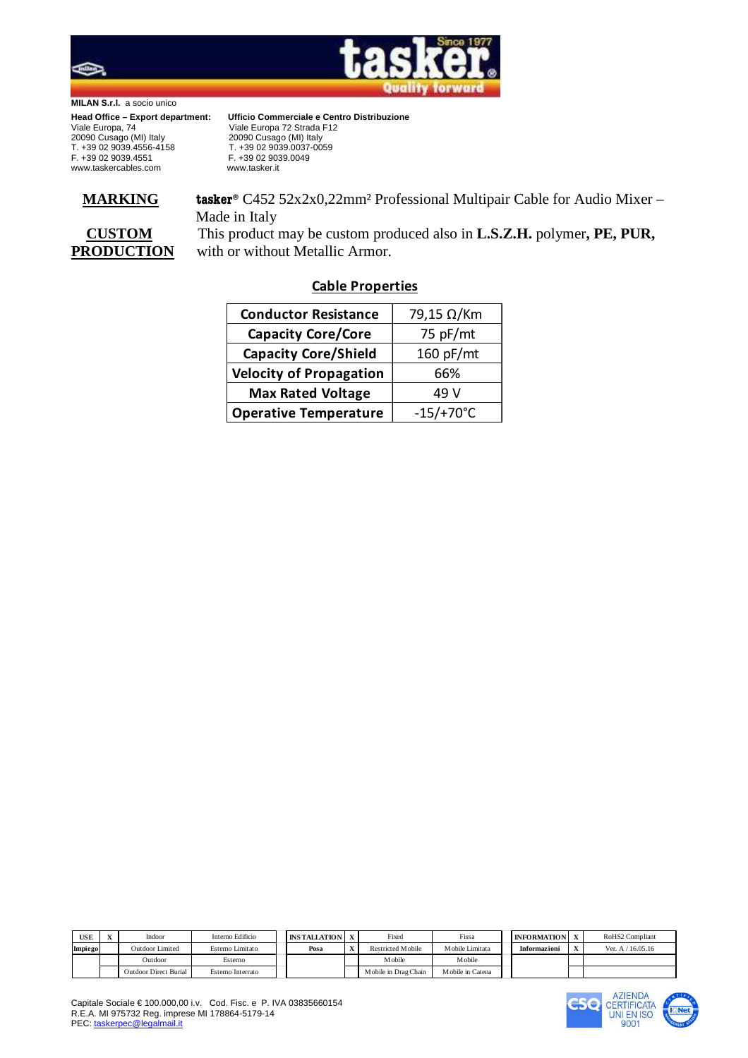**MILAN S.r.l.** a socio unico

**Head Office – Export department:**
Viale Europa, 74
20090 Cusago (MI) Italy
T. +39 02 9039.4556-4158
F. +39 02 9039.4551
www.taskercables.com

**Ufficio Commerciale e Centro Distribuzione**
Viale Europa 72 Strada F12
20090 Cusago (MI) Italy
T. +39 02 9039.0037-0059
F. +39 02 9039.0049
www.tasker.it

**MARKING** — **tasker®** C452 52x2x0,22mm² Professional Multipair Cable for Audio Mixer – Made in Italy

**CUSTOM PRODUCTION** — This product may be custom produced also in **L.S.Z.H.** polymer**, PE, PUR,** with or without Metallic Armor.

## Cable Properties

| | |
|---|---|
| **Conductor Resistance** | 79,15 Ω/Km |
| **Capacity Core/Core** | 75 pF/mt |
| **Capacity Core/Shield** | 160 pF/mt |
| **Velocity of Propagation** | 66% |
| **Max Rated Voltage** | 49 V |
| **Operative Temperature** | -15/+70°C |

| USE | X | Indoor | Interno Edificio |
|---|---|---|---|
| Impiego | | Outdoor Limited | Esterno Limitato |
| | | Outdoor | Esterno |
| | | Outdoor Direct Burial | Esterno Interrato |

| INSTALLATION | X | Fixed | Fissa |
|---|---|---|---|
| Posa | X | Restricted Mobile | Mobile Limitata |
| | | Mobile | Mobile |
| | | Mobile in Drag Chain | Mobile in Catena |

| INFORMATION | X | RoHS2 Compliant |
|---|---|---|
| Informazioni | X | Ver. A / 16.05.16 |
| | | |
| | | |

Capitale Sociale € 100.000,00 i.v. Cod. Fisc. e P. IVA 03835660154
R.E.A. MI 975732 Reg. imprese MI 178864-5179-14
PEC: taskerpec@legalmail.it

AZIENDA CERTIFICATA UNI EN ISO 9001